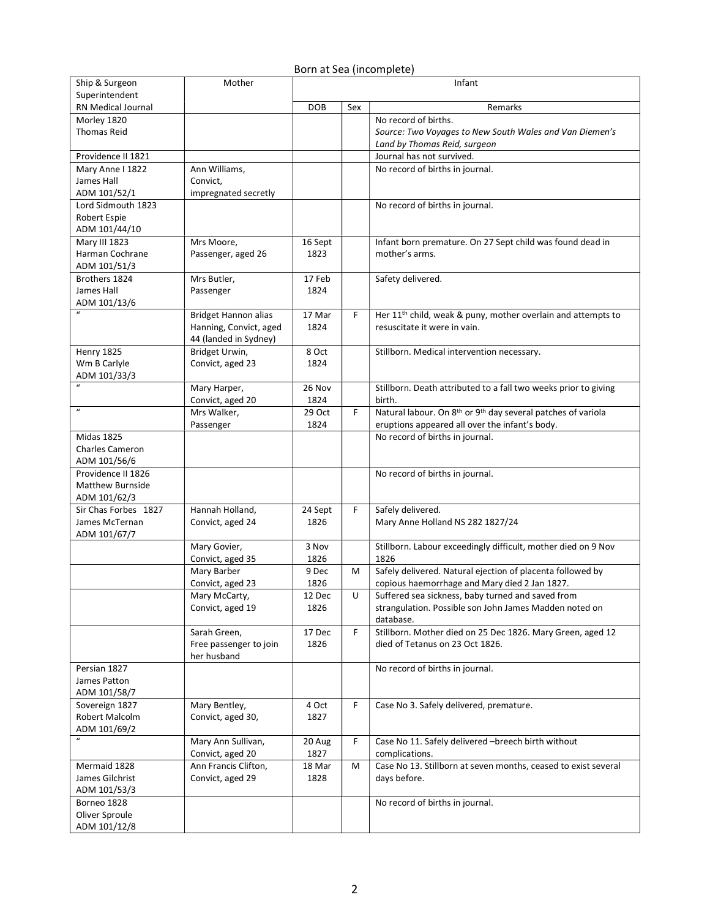Born at Sea (incomplete)

| Ship & Surgeon Superintendent | Mother | Infant | | |
|---|---|---|---|---|
| RN Medical Journal | | DOB | Sex | Remarks |
| Morley 1820<br>Thomas Reid | | | | No record of births.<br>*Source: Two Voyages to New South Wales and Van Diemen's Land by Thomas Reid, surgeon* |
| Providence II 1821 | | | | Journal has not survived. |
| Mary Anne I 1822<br>James Hall<br>ADM 101/52/1 | Ann Williams,<br>Convict,<br>impregnated secretly | | | No record of births in journal. |
| Lord Sidmouth 1823<br>Robert Espie<br>ADM 101/44/10 | | | | No record of births in journal. |
| Mary III 1823<br>Harman Cochrane<br>ADM 101/51/3 | Mrs Moore,<br>Passenger, aged 26 | 16 Sept 1823 | | Infant born premature. On 27 Sept child was found dead in mother's arms. |
| Brothers 1824<br>James Hall<br>ADM 101/13/6 | Mrs Butler,<br>Passenger | 17 Feb 1824 | | Safety delivered. |
| " | Bridget Hannon alias Hanning, Convict, aged 44 (landed in Sydney) | 17 Mar 1824 | F | Her 11th child, weak & puny, mother overlain and attempts to resuscitate it were in vain. |
| Henry 1825<br>Wm B Carlyle<br>ADM 101/33/3 | Bridget Urwin,<br>Convict, aged 23 | 8 Oct 1824 | | Stillborn. Medical intervention necessary. |
| " | Mary Harper,<br>Convict, aged 20 | 26 Nov 1824 | | Stillborn. Death attributed to a fall two weeks prior to giving birth. |
| " | Mrs Walker,<br>Passenger | 29 Oct 1824 | F | Natural labour. On 8th or 9th day several patches of variola eruptions appeared all over the infant's body. |
| Midas 1825<br>Charles Cameron<br>ADM 101/56/6 | | | | No record of births in journal. |
| Providence II 1826<br>Matthew Burnside<br>ADM 101/62/3 | | | | No record of births in journal. |
| Sir Chas Forbes 1827<br>James McTernan<br>ADM 101/67/7 | Hannah Holland,<br>Convict, aged 24 | 24 Sept 1826 | F | Safely delivered.<br>Mary Anne Holland NS 282 1827/24 |
| | Mary Govier,<br>Convict, aged 35 | 3 Nov 1826 | | Stillborn. Labour exceedingly difficult, mother died on 9 Nov 1826 |
| | Mary Barber<br>Convict, aged 23 | 9 Dec 1826 | M | Safely delivered. Natural ejection of placenta followed by copious haemorrhage and Mary died 2 Jan 1827. |
| | Mary McCarty,<br>Convict, aged 19 | 12 Dec 1826 | U | Suffered sea sickness, baby turned and saved from strangulation. Possible son John James Madden noted on database. |
| | Sarah Green,<br>Free passenger to join her husband | 17 Dec 1826 | F | Stillborn. Mother died on 25 Dec 1826. Mary Green, aged 12 died of Tetanus on 23 Oct 1826. |
| Persian 1827<br>James Patton<br>ADM 101/58/7 | | | | No record of births in journal. |
| Sovereign 1827<br>Robert Malcolm<br>ADM 101/69/2 | Mary Bentley,<br>Convict, aged 30, | 4 Oct 1827 | F | Case No 3. Safely delivered, premature. |
| " | Mary Ann Sullivan,<br>Convict, aged 20 | 20 Aug 1827 | F | Case No 11. Safely delivered –breech birth without complications. |
| Mermaid 1828<br>James Gilchrist<br>ADM 101/53/3 | Ann Francis Clifton,<br>Convict, aged 29 | 18 Mar 1828 | M | Case No 13. Stillborn at seven months, ceased to exist several days before. |
| Borneo 1828<br>Oliver Sproule<br>ADM 101/12/8 | | | | No record of births in journal. |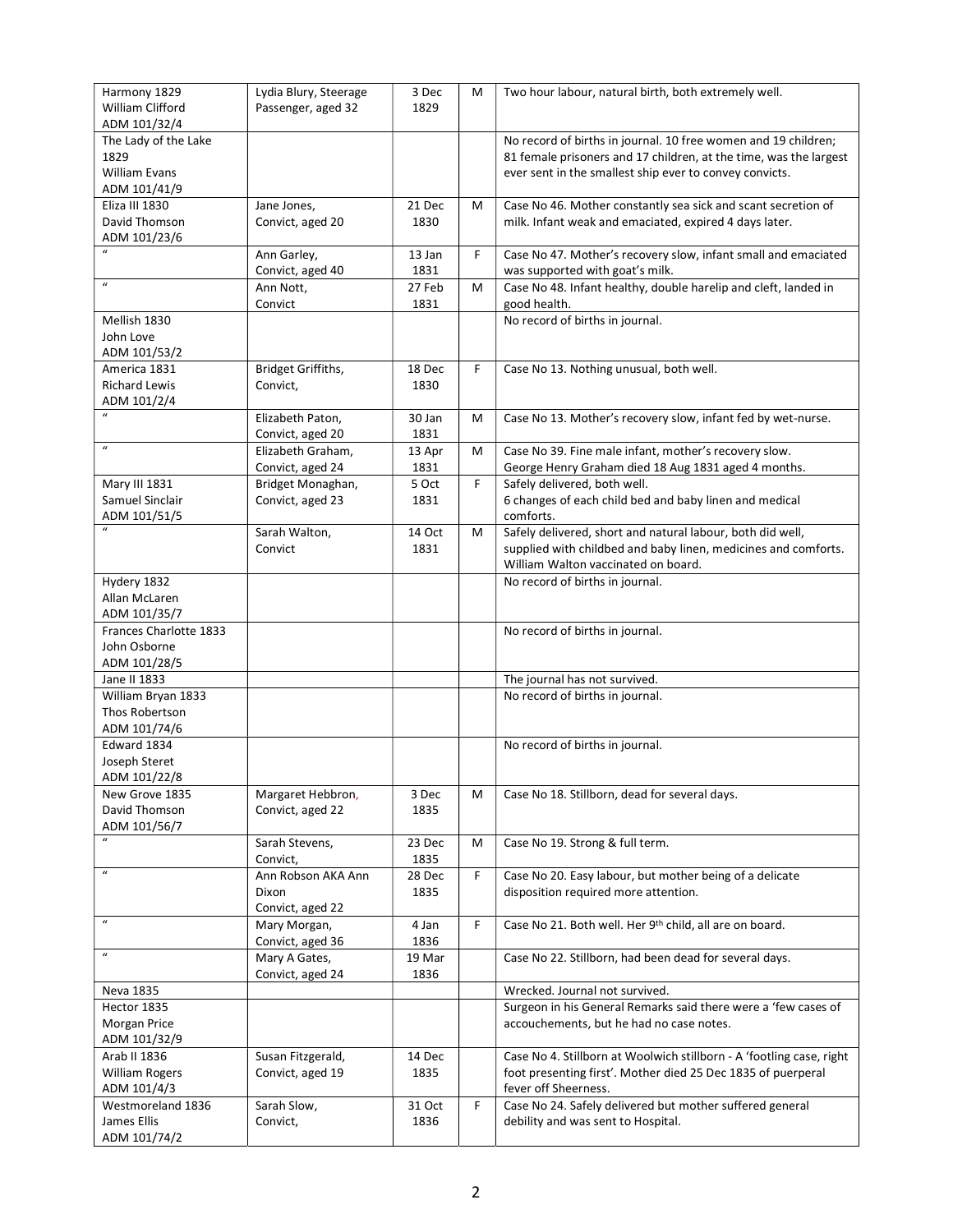| Harmony 1829<br>William Clifford<br>ADM 101/32/4 | Lydia Blury, Steerage Passenger, aged 32 | 3 Dec 1829 | M | Two hour labour, natural birth, both extremely well. |
|---|---|---|---|---|
| The Lady of the Lake 1829<br>William Evans<br>ADM 101/41/9 | | | | No record of births in journal. 10 free women and 19 children; 81 female prisoners and 17 children, at the time, was the largest ever sent in the smallest ship ever to convey convicts. |
| Eliza III 1830<br>David Thomson<br>ADM 101/23/6 | Jane Jones, Convict, aged 20 | 21 Dec 1830 | M | Case No 46. Mother constantly sea sick and scant secretion of milk. Infant weak and emaciated, expired 4 days later. |
| " | Ann Garley, Convict, aged 40 | 13 Jan 1831 | F | Case No 47. Mother's recovery slow, infant small and emaciated was supported with goat's milk. |
| " | Ann Nott, Convict | 27 Feb 1831 | M | Case No 48. Infant healthy, double harelip and cleft, landed in good health. |
| Mellish 1830<br>John Love<br>ADM 101/53/2 | | | | No record of births in journal. |
| America 1831<br>Richard Lewis<br>ADM 101/2/4 | Bridget Griffiths, Convict, | 18 Dec 1830 | F | Case No 13. Nothing unusual, both well. |
| " | Elizabeth Paton, Convict, aged 20 | 30 Jan 1831 | M | Case No 13. Mother's recovery slow, infant fed by wet-nurse. |
| " | Elizabeth Graham, Convict, aged 24 | 13 Apr 1831 | M | Case No 39. Fine male infant, mother's recovery slow. George Henry Graham died 18 Aug 1831 aged 4 months. |
| Mary III 1831<br>Samuel Sinclair<br>ADM 101/51/5 | Bridget Monaghan, Convict, aged 23 | 5 Oct 1831 | F | Safely delivered, both well. 6 changes of each child bed and baby linen and medical comforts. |
| " | Sarah Walton, Convict | 14 Oct 1831 | M | Safely delivered, short and natural labour, both did well, supplied with childbed and baby linen, medicines and comforts. William Walton vaccinated on board. |
| Hydery 1832<br>Allan McLaren<br>ADM 101/35/7 | | | | No record of births in journal. |
| Frances Charlotte 1833<br>John Osborne<br>ADM 101/28/5 | | | | No record of births in journal. |
| Jane II 1833 | | | | The journal has not survived. |
| William Bryan 1833<br>Thos Robertson<br>ADM 101/74/6 | | | | No record of births in journal. |
| Edward 1834<br>Joseph Steret<br>ADM 101/22/8 | | | | No record of births in journal. |
| New Grove 1835<br>David Thomson<br>ADM 101/56/7 | Margaret Hebbron, Convict, aged 22 | 3 Dec 1835 | M | Case No 18. Stillborn, dead for several days. |
| " | Sarah Stevens, Convict, | 23 Dec 1835 | M | Case No 19. Strong & full term. |
| " | Ann Robson AKA Ann Dixon Convict, aged 22 | 28 Dec 1835 | F | Case No 20. Easy labour, but mother being of a delicate disposition required more attention. |
| " | Mary Morgan, Convict, aged 36 | 4 Jan 1836 | F | Case No 21. Both well. Her 9th child, all are on board. |
| " | Mary A Gates, Convict, aged 24 | 19 Mar 1836 | | Case No 22. Stillborn, had been dead for several days. |
| Neva 1835 | | | | Wrecked. Journal not survived. |
| Hector 1835<br>Morgan Price<br>ADM 101/32/9 | | | | Surgeon in his General Remarks said there were a 'few cases of accouchements, but he had no case notes. |
| Arab II 1836<br>William Rogers<br>ADM 101/4/3 | Susan Fitzgerald, Convict, aged 19 | 14 Dec 1835 | | Case No 4. Stillborn at Woolwich stillborn - A 'footling case, right foot presenting first'. Mother died 25 Dec 1835 of puerperal fever off Sheerness. |
| Westmoreland 1836<br>James Ellis<br>ADM 101/74/2 | Sarah Slow, Convict, | 31 Oct 1836 | F | Case No 24. Safely delivered but mother suffered general debility and was sent to Hospital. |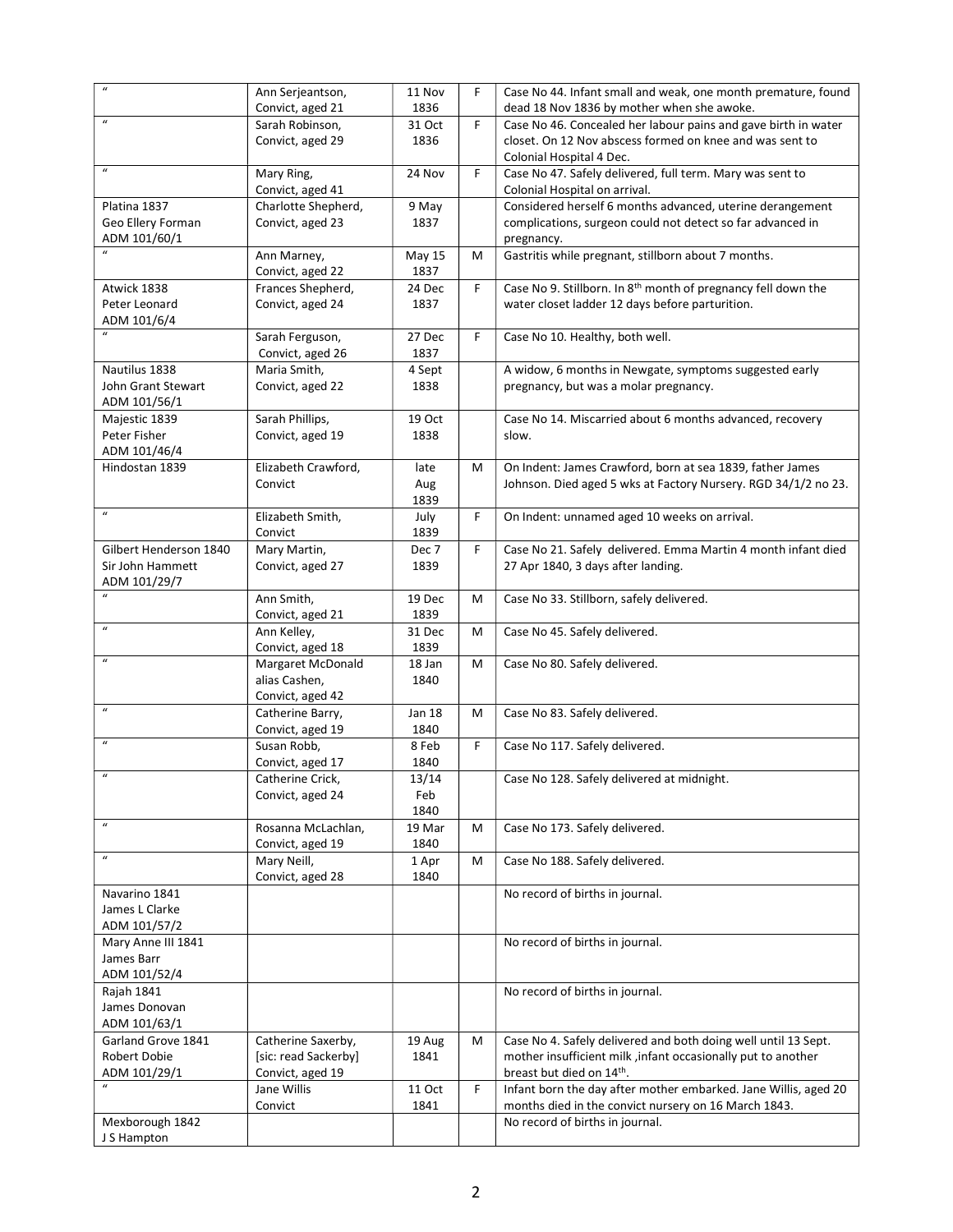| | | | | |
|---|---|---|---|---|
| " | Ann Serjeantson, Convict, aged 21 | 11 Nov 1836 | F | Case No 44. Infant small and weak, one month premature, found dead 18 Nov 1836 by mother when she awoke. |
| " | Sarah Robinson, Convict, aged 29 | 31 Oct 1836 | F | Case No 46. Concealed her labour pains and gave birth in water closet. On 12 Nov abscess formed on knee and was sent to Colonial Hospital 4 Dec. |
| " | Mary Ring, Convict, aged 41 | 24 Nov | F | Case No 47. Safely delivered, full term. Mary was sent to Colonial Hospital on arrival. |
| Platina 1837 Geo Ellery Forman ADM 101/60/1 | Charlotte Shepherd, Convict, aged 23 | 9 May 1837 | | Considered herself 6 months advanced, uterine derangement complications, surgeon could not detect so far advanced in pregnancy. |
| " | Ann Marney, Convict, aged 22 | May 15 1837 | M | Gastritis while pregnant, stillborn about 7 months. |
| Atwick 1838 Peter Leonard ADM 101/6/4 | Frances Shepherd, Convict, aged 24 | 24 Dec 1837 | F | Case No 9. Stillborn. In 8th month of pregnancy fell down the water closet ladder 12 days before parturition. |
| " | Sarah Ferguson, Convict, aged 26 | 27 Dec 1837 | F | Case No 10. Healthy, both well. |
| Nautilus 1838 John Grant Stewart ADM 101/56/1 | Maria Smith, Convict, aged 22 | 4 Sept 1838 | | A widow, 6 months in Newgate, symptoms suggested early pregnancy, but was a molar pregnancy. |
| Majestic 1839 Peter Fisher ADM 101/46/4 | Sarah Phillips, Convict, aged 19 | 19 Oct 1838 | | Case No 14. Miscarried about 6 months advanced, recovery slow. |
| Hindostan 1839 | Elizabeth Crawford, Convict | late Aug 1839 | M | On Indent: James Crawford, born at sea 1839, father James Johnson. Died aged 5 wks at Factory Nursery. RGD 34/1/2 no 23. |
| " | Elizabeth Smith, Convict | July 1839 | F | On Indent: unnamed aged 10 weeks on arrival. |
| Gilbert Henderson 1840 Sir John Hammett ADM 101/29/7 | Mary Martin, Convict, aged 27 | Dec 7 1839 | F | Case No 21. Safely delivered. Emma Martin 4 month infant died 27 Apr 1840, 3 days after landing. |
| " | Ann Smith, Convict, aged 21 | 19 Dec 1839 | M | Case No 33. Stillborn, safely delivered. |
| " | Ann Kelley, Convict, aged 18 | 31 Dec 1839 | M | Case No 45. Safely delivered. |
| " | Margaret McDonald alias Cashen, Convict, aged 42 | 18 Jan 1840 | M | Case No 80. Safely delivered. |
| " | Catherine Barry, Convict, aged 19 | Jan 18 1840 | M | Case No 83. Safely delivered. |
| " | Susan Robb, Convict, aged 17 | 8 Feb 1840 | F | Case No 117. Safely delivered. |
| " | Catherine Crick, Convict, aged 24 | 13/14 Feb 1840 | | Case No 128. Safely delivered at midnight. |
| " | Rosanna McLachlan, Convict, aged 19 | 19 Mar 1840 | M | Case No 173. Safely delivered. |
| " | Mary Neill, Convict, aged 28 | 1 Apr 1840 | M | Case No 188. Safely delivered. |
| Navarino 1841 James L Clarke ADM 101/57/2 | | | | No record of births in journal. |
| Mary Anne III 1841 James Barr ADM 101/52/4 | | | | No record of births in journal. |
| Rajah 1841 James Donovan ADM 101/63/1 | | | | No record of births in journal. |
| Garland Grove 1841 Robert Dobie ADM 101/29/1 | Catherine Saxerby, [sic: read Sackerby] Convict, aged 19 | 19 Aug 1841 | M | Case No 4. Safely delivered and both doing well until 13 Sept. mother insufficient milk ,infant occasionally put to another breast but died on 14th. |
| " | Jane Willis Convict | 11 Oct 1841 | F | Infant born the day after mother embarked. Jane Willis, aged 20 months died in the convict nursery on 16 March 1843. |
| Mexborough 1842 J S Hampton | | | | No record of births in journal. |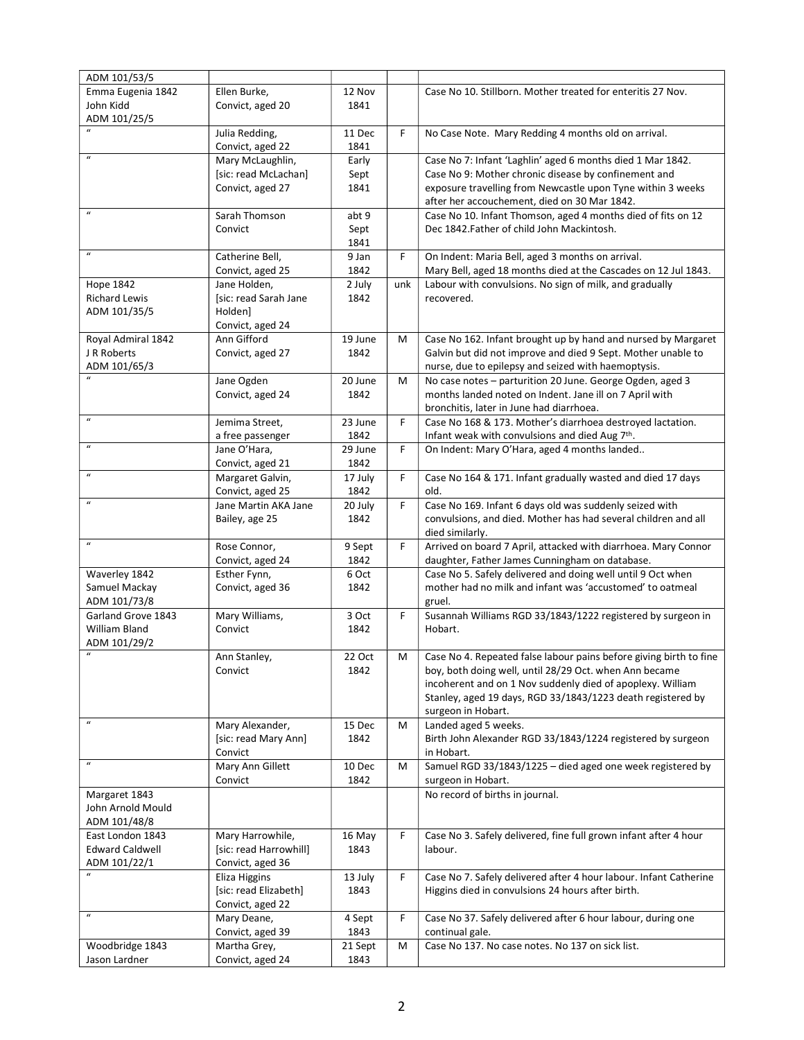| ADM 101/53/5 | | | | |
|---|---|---|---|---|
| Emma Eugenia 1842 John Kidd ADM 101/25/5 | Ellen Burke, Convict, aged 20 | 12 Nov 1841 | | Case No 10. Stillborn. Mother treated for enteritis 27 Nov. |
| " | Julia Redding, Convict, aged 22 | 11 Dec 1841 | F | No Case Note. Mary Redding 4 months old on arrival. |
| " | Mary McLaughlin, [sic: read McLachan] Convict, aged 27 | Early Sept 1841 | | Case No 7: Infant 'Laghlin' aged 6 months died 1 Mar 1842. Case No 9: Mother chronic disease by confinement and exposure travelling from Newcastle upon Tyne within 3 weeks after her accouchement, died on 30 Mar 1842. |
| " | Sarah Thomson Convict | abt 9 Sept 1841 | | Case No 10. Infant Thomson, aged 4 months died of fits on 12 Dec 1842.Father of child John Mackintosh. |
| " | Catherine Bell, Convict, aged 25 | 9 Jan 1842 | F | On Indent: Maria Bell, aged 3 months on arrival. Mary Bell, aged 18 months died at the Cascades on 12 Jul 1843. |
| Hope 1842 Richard Lewis ADM 101/35/5 | Jane Holden, [sic: read Sarah Jane Holden] Convict, aged 24 | 2 July 1842 | unk | Labour with convulsions. No sign of milk, and gradually recovered. |
| Royal Admiral 1842 J R Roberts ADM 101/65/3 | Ann Gifford Convict, aged 27 | 19 June 1842 | M | Case No 162. Infant brought up by hand and nursed by Margaret Galvin but did not improve and died 9 Sept. Mother unable to nurse, due to epilepsy and seized with haemoptysis. |
| " | Jane Ogden Convict, aged 24 | 20 June 1842 | M | No case notes – parturition 20 June. George Ogden, aged 3 months landed noted on Indent. Jane ill on 7 April with bronchitis, later in June had diarrhoea. |
| " | Jemima Street, a free passenger | 23 June 1842 | F | Case No 168 & 173. Mother's diarrhoea destroyed lactation. Infant weak with convulsions and died Aug 7th. |
| " | Jane O'Hara, Convict, aged 21 | 29 June 1842 | F | On Indent: Mary O'Hara, aged 4 months landed.. |
| " | Margaret Galvin, Convict, aged 25 | 17 July 1842 | F | Case No 164 & 171. Infant gradually wasted and died 17 days old. |
| " | Jane Martin AKA Jane Bailey, age 25 | 20 July 1842 | F | Case No 169. Infant 6 days old was suddenly seized with convulsions, and died. Mother has had several children and all died similarly. |
| " | Rose Connor, Convict, aged 24 | 9 Sept 1842 | F | Arrived on board 7 April, attacked with diarrhoea. Mary Connor daughter, Father James Cunningham on database. |
| Waverley 1842 Samuel Mackay ADM 101/73/8 | Esther Fynn, Convict, aged 36 | 6 Oct 1842 | | Case No 5. Safely delivered and doing well until 9 Oct when mother had no milk and infant was 'accustomed' to oatmeal gruel. |
| Garland Grove 1843 William Bland ADM 101/29/2 | Mary Williams, Convict | 3 Oct 1842 | F | Susannah Williams RGD 33/1843/1222 registered by surgeon in Hobart. |
| " | Ann Stanley, Convict | 22 Oct 1842 | M | Case No 4. Repeated false labour pains before giving birth to fine boy, both doing well, until 28/29 Oct. when Ann became incoherent and on 1 Nov suddenly died of apoplexy. William Stanley, aged 19 days, RGD 33/1843/1223 death registered by surgeon in Hobart. |
| " | Mary Alexander, [sic: read Mary Ann] Convict | 15 Dec 1842 | M | Landed aged 5 weeks. Birth John Alexander RGD 33/1843/1224 registered by surgeon in Hobart. |
| " | Mary Ann Gillett Convict | 10 Dec 1842 | M | Samuel RGD 33/1843/1225 – died aged one week registered by surgeon in Hobart. |
| Margaret 1843 John Arnold Mould ADM 101/48/8 | | | | No record of births in journal. |
| East London 1843 Edward Caldwell ADM 101/22/1 | Mary Harrowhile, [sic: read Harrowhill] Convict, aged 36 | 16 May 1843 | F | Case No 3. Safely delivered, fine full grown infant after 4 hour labour. |
| " | Eliza Higgins [sic: read Elizabeth] Convict, aged 22 | 13 July 1843 | F | Case No 7. Safely delivered after 4 hour labour. Infant Catherine Higgins died in convulsions 24 hours after birth. |
| " | Mary Deane, Convict, aged 39 | 4 Sept 1843 | F | Case No 37. Safely delivered after 6 hour labour, during one continual gale. |
| Woodbridge 1843 Jason Lardner | Martha Grey, Convict, aged 24 | 21 Sept 1843 | M | Case No 137. No case notes. No 137 on sick list. |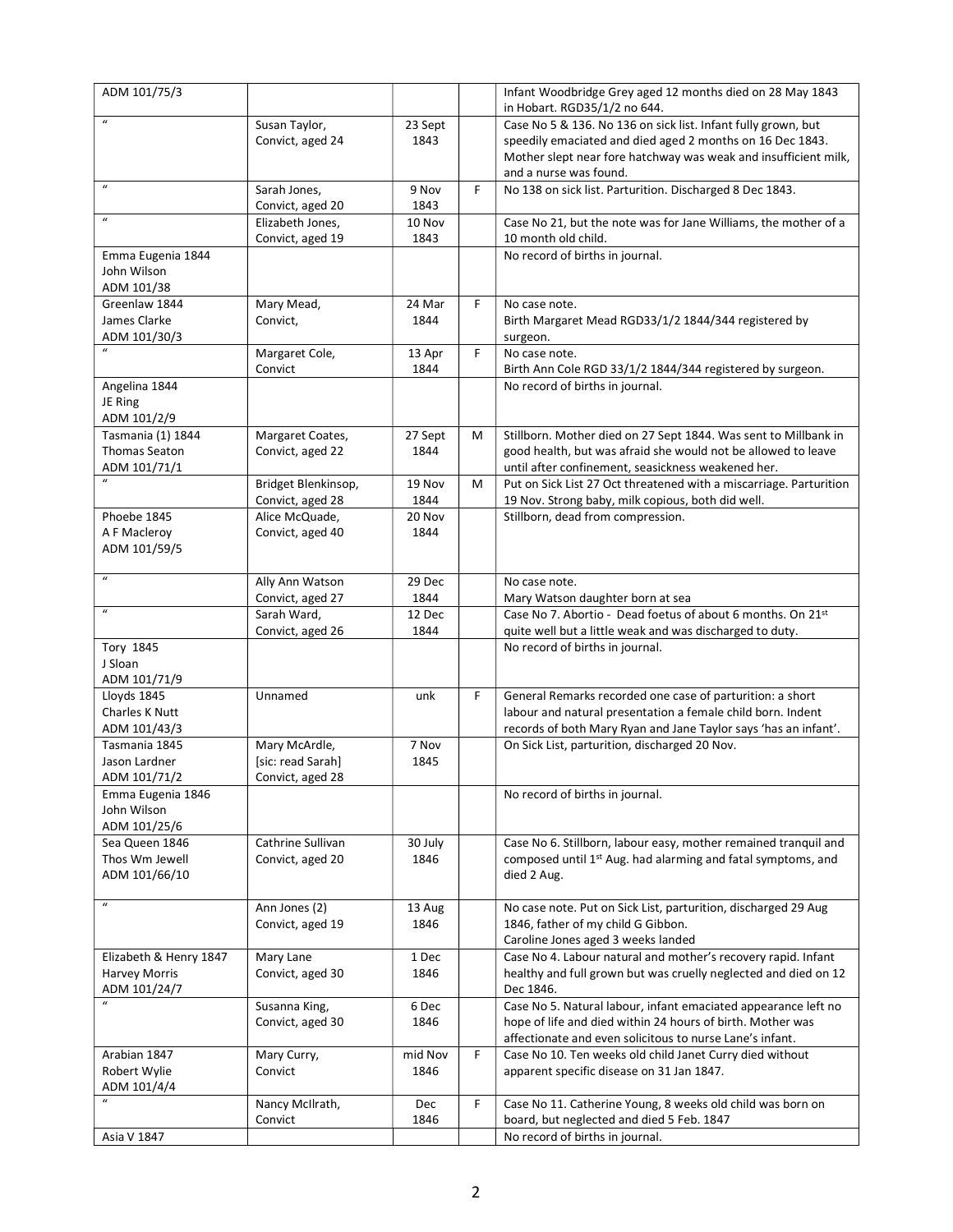| ADM 101/75/3 | | | | Infant Woodbridge Grey aged 12 months died on 28 May 1843 in Hobart. RGD35/1/2 no 644. |
|---|---|---|---|---|
| " | Susan Taylor, Convict, aged 24 | 23 Sept 1843 | | Case No 5 & 136. No 136 on sick list. Infant fully grown, but speedily emaciated and died aged 2 months on 16 Dec 1843. Mother slept near fore hatchway was weak and insufficient milk, and a nurse was found. |
| " | Sarah Jones, Convict, aged 20 | 9 Nov 1843 | F | No 138 on sick list. Parturition. Discharged 8 Dec 1843. |
| " | Elizabeth Jones, Convict, aged 19 | 10 Nov 1843 | | Case No 21, but the note was for Jane Williams, the mother of a 10 month old child. |
| Emma Eugenia 1844 John Wilson ADM 101/38 | | | | No record of births in journal. |
| Greenlaw 1844 James Clarke ADM 101/30/3 | Mary Mead, Convict, | 24 Mar 1844 | F | No case note. Birth Margaret Mead RGD33/1/2 1844/344 registered by surgeon. |
| " | Margaret Cole, Convict | 13 Apr 1844 | F | No case note. Birth Ann Cole RGD 33/1/2 1844/344 registered by surgeon. |
| Angelina 1844 JE Ring ADM 101/2/9 | | | | No record of births in journal. |
| Tasmania (1) 1844 Thomas Seaton ADM 101/71/1 | Margaret Coates, Convict, aged 22 | 27 Sept 1844 | M | Stillborn. Mother died on 27 Sept 1844. Was sent to Millbank in good health, but was afraid she would not be allowed to leave until after confinement, seasickness weakened her. |
| " | Bridget Blenkinsop, Convict, aged 28 | 19 Nov 1844 | M | Put on Sick List 27 Oct threatened with a miscarriage. Parturition 19 Nov. Strong baby, milk copious, both did well. |
| Phoebe 1845 A F Macleroy ADM 101/59/5 | Alice McQuade, Convict, aged 40 | 20 Nov 1844 | | Stillborn, dead from compression. |
| " | Ally Ann Watson Convict, aged 27 | 29 Dec 1844 | | No case note. Mary Watson daughter born at sea |
| " | Sarah Ward, Convict, aged 26 | 12 Dec 1844 | | Case No 7. Abortio - Dead foetus of about 6 months. On 21st quite well but a little weak and was discharged to duty. |
| Tory 1845 J Sloan ADM 101/71/9 | | | | No record of births in journal. |
| Lloyds 1845 Charles K Nutt ADM 101/43/3 | Unnamed | unk | F | General Remarks recorded one case of parturition: a short labour and natural presentation a female child born. Indent records of both Mary Ryan and Jane Taylor says 'has an infant'. |
| Tasmania 1845 Jason Lardner ADM 101/71/2 | Mary McArdle, [sic: read Sarah] Convict, aged 28 | 7 Nov 1845 | | On Sick List, parturition, discharged 20 Nov. |
| Emma Eugenia 1846 John Wilson ADM 101/25/6 | | | | No record of births in journal. |
| Sea Queen 1846 Thos Wm Jewell ADM 101/66/10 | Cathrine Sullivan Convict, aged 20 | 30 July 1846 | | Case No 6. Stillborn, labour easy, mother remained tranquil and composed until 1st Aug. had alarming and fatal symptoms, and died 2 Aug. |
| " | Ann Jones (2) Convict, aged 19 | 13 Aug 1846 | | No case note. Put on Sick List, parturition, discharged 29 Aug 1846, father of my child G Gibbon. Caroline Jones aged 3 weeks landed |
| Elizabeth & Henry 1847 Harvey Morris ADM 101/24/7 | Mary Lane Convict, aged 30 | 1 Dec 1846 | | Case No 4. Labour natural and mother's recovery rapid. Infant healthy and full grown but was cruelly neglected and died on 12 Dec 1846. |
| " | Susanna King, Convict, aged 30 | 6 Dec 1846 | | Case No 5. Natural labour, infant emaciated appearance left no hope of life and died within 24 hours of birth. Mother was affectionate and even solicitous to nurse Lane's infant. |
| Arabian 1847 Robert Wylie ADM 101/4/4 | Mary Curry, Convict | mid Nov 1846 | F | Case No 10. Ten weeks old child Janet Curry died without apparent specific disease on 31 Jan 1847. |
| " | Nancy McIlrath, Convict | Dec 1846 | F | Case No 11. Catherine Young, 8 weeks old child was born on board, but neglected and died 5 Feb. 1847 |
| Asia V 1847 | | | | No record of births in journal. |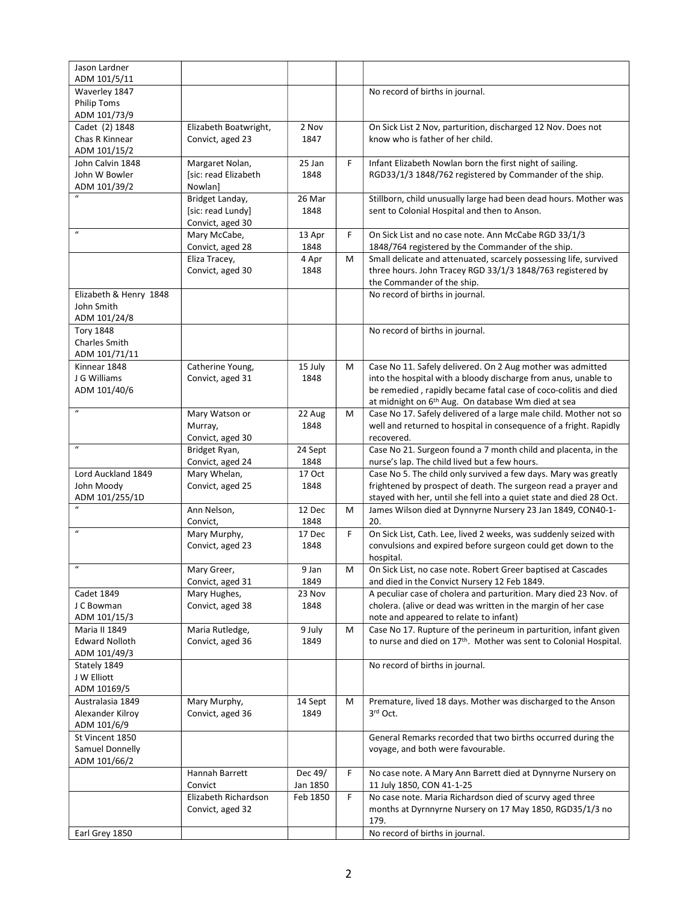| | | | | |
|---|---|---|---|---|
| Jason Lardner<br>ADM 101/5/11 | | | | |
| Waverley 1847<br>Philip Toms<br>ADM 101/73/9 | | | | No record of births in journal. |
| Cadet (2) 1848<br>Chas R Kinnear<br>ADM 101/15/2 | Elizabeth Boatwright,<br>Convict, aged 23 | 2 Nov<br>1847 | | On Sick List 2 Nov, parturition, discharged 12 Nov. Does not know who is father of her child. |
| John Calvin 1848<br>John W Bowler<br>ADM 101/39/2 | Margaret Nolan,<br>[sic: read Elizabeth Nowlan] | 25 Jan<br>1848 | F | Infant Elizabeth Nowlan born the first night of sailing. RGD33/1/3 1848/762 registered by Commander of the ship. |
| " | Bridget Landay,<br>[sic: read Lundy]<br>Convict, aged 30 | 26 Mar<br>1848 | | Stillborn, child unusually large had been dead hours. Mother was sent to Colonial Hospital and then to Anson. |
| " | Mary McCabe,<br>Convict, aged 28 | 13 Apr<br>1848 | F | On Sick List and no case note. Ann McCabe RGD 33/1/3 1848/764 registered by the Commander of the ship. |
| | Eliza Tracey,<br>Convict, aged 30 | 4 Apr<br>1848 | M | Small delicate and attenuated, scarcely possessing life, survived three hours. John Tracey RGD 33/1/3 1848/763 registered by the Commander of the ship. |
| Elizabeth & Henry 1848<br>John Smith<br>ADM 101/24/8 | | | | No record of births in journal. |
| Tory 1848<br>Charles Smith<br>ADM 101/71/11 | | | | No record of births in journal. |
| Kinnear 1848<br>J G Williams<br>ADM 101/40/6 | Catherine Young,<br>Convict, aged 31 | 15 July<br>1848 | M | Case No 11. Safely delivered. On 2 Aug mother was admitted into the hospital with a bloody discharge from anus, unable to be remedied , rapidly became fatal case of coco-colitis and died at midnight on 6th Aug. On database Wm died at sea |
| " | Mary Watson or Murray,<br>Convict, aged 30 | 22 Aug<br>1848 | M | Case No 17. Safely delivered of a large male child. Mother not so well and returned to hospital in consequence of a fright. Rapidly recovered. |
| " | Bridget Ryan,<br>Convict, aged 24 | 24 Sept<br>1848 | | Case No 21. Surgeon found a 7 month child and placenta, in the nurse's lap. The child lived but a few hours. |
| Lord Auckland 1849<br>John Moody<br>ADM 101/255/1D | Mary Whelan,<br>Convict, aged 25 | 17 Oct<br>1848 | | Case No 5. The child only survived a few days. Mary was greatly frightened by prospect of death. The surgeon read a prayer and stayed with her, until she fell into a quiet state and died 28 Oct. |
| " | Ann Nelson,<br>Convict, | 12 Dec<br>1848 | M | James Wilson died at Dynnyrne Nursery 23 Jan 1849, CON40-1-20. |
| " | Mary Murphy,<br>Convict, aged 23 | 17 Dec<br>1848 | F | On Sick List, Cath. Lee, lived 2 weeks, was suddenly seized with convulsions and expired before surgeon could get down to the hospital. |
| " | Mary Greer,<br>Convict, aged 31 | 9 Jan<br>1849 | M | On Sick List, no case note. Robert Greer baptised at Cascades and died in the Convict Nursery 12 Feb 1849. |
| Cadet 1849<br>J C Bowman<br>ADM 101/15/3 | Mary Hughes,<br>Convict, aged 38 | 23 Nov<br>1848 | | A peculiar case of cholera and parturition. Mary died 23 Nov. of cholera. (alive or dead was written in the margin of her case note and appeared to relate to infant) |
| Maria II 1849<br>Edward Nolloth<br>ADM 101/49/3 | Maria Rutledge,<br>Convict, aged 36 | 9 July<br>1849 | M | Case No 17. Rupture of the perineum in parturition, infant given to nurse and died on 17th. Mother was sent to Colonial Hospital. |
| Stately 1849<br>J W Elliott<br>ADM 10169/5 | | | | No record of births in journal. |
| Australasia 1849<br>Alexander Kilroy<br>ADM 101/6/9 | Mary Murphy,<br>Convict, aged 36 | 14 Sept<br>1849 | M | Premature, lived 18 days. Mother was discharged to the Anson 3rd Oct. |
| St Vincent 1850<br>Samuel Donnelly<br>ADM 101/66/2 | | | | General Remarks recorded that two births occurred during the voyage, and both were favourable. |
| | Hannah Barrett<br>Convict | Dec 49/<br>Jan 1850 | F | No case note. A Mary Ann Barrett died at Dynnyrne Nursery on 11 July 1850, CON 41-1-25 |
| | Elizabeth Richardson<br>Convict, aged 32 | Feb 1850 | F | No case note. Maria Richardson died of scurvy aged three months at Dyrnnyrne Nursery on 17 May 1850, RGD35/1/3 no 179. |
| Earl Grey 1850 | | | | No record of births in journal. |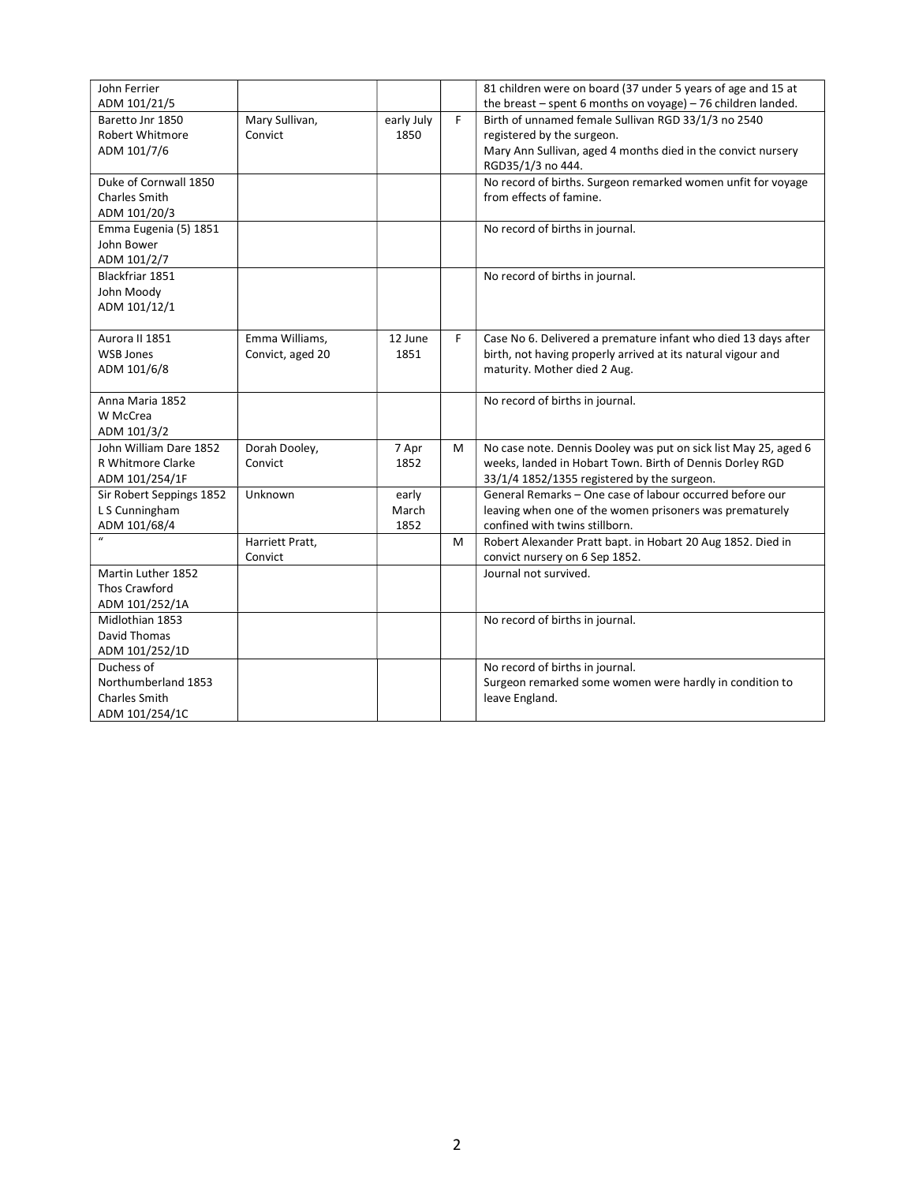| | | | | |
|---|---|---|---|---|
| John Ferrier<br>ADM 101/21/5 | | | | 81 children were on board (37 under 5 years of age and 15 at the breast – spent 6 months on voyage) – 76 children landed. |
| Baretto Jnr 1850<br>Robert Whitmore<br>ADM 101/7/6 | Mary Sullivan, Convict | early July 1850 | F | Birth of unnamed female Sullivan RGD 33/1/3 no 2540 registered by the surgeon.<br>Mary Ann Sullivan, aged 4 months died in the convict nursery RGD35/1/3 no 444. |
| Duke of Cornwall 1850<br>Charles Smith<br>ADM 101/20/3 | | | | No record of births. Surgeon remarked women unfit for voyage from effects of famine. |
| Emma Eugenia (5) 1851<br>John Bower<br>ADM 101/2/7 | | | | No record of births in journal. |
| Blackfriar 1851<br>John Moody<br>ADM 101/12/1 | | | | No record of births in journal. |
| Aurora II 1851<br>WSB Jones<br>ADM 101/6/8 | Emma Williams, Convict, aged 20 | 12 June 1851 | F | Case No 6. Delivered a premature infant who died 13 days after birth, not having properly arrived at its natural vigour and maturity. Mother died 2 Aug. |
| Anna Maria 1852<br>W McCrea<br>ADM 101/3/2 | | | | No record of births in journal. |
| John William Dare 1852<br>R Whitmore Clarke<br>ADM 101/254/1F | Dorah Dooley, Convict | 7 Apr 1852 | M | No case note. Dennis Dooley was put on sick list May 25, aged 6 weeks, landed in Hobart Town. Birth of Dennis Dorley RGD 33/1/4 1852/1355 registered by the surgeon. |
| Sir Robert Seppings 1852<br>L S Cunningham<br>ADM 101/68/4 | Unknown | early March 1852 | | General Remarks – One case of labour occurred before our leaving when one of the women prisoners was prematurely confined with twins stillborn. |
| " | Harriett Pratt, Convict | | M | Robert Alexander Pratt bapt. in Hobart 20 Aug 1852. Died in convict nursery on 6 Sep 1852. |
| Martin Luther 1852<br>Thos Crawford<br>ADM 101/252/1A | | | | Journal not survived. |
| Midlothian 1853<br>David Thomas<br>ADM 101/252/1D | | | | No record of births in journal. |
| Duchess of Northumberland 1853<br>Charles Smith<br>ADM 101/254/1C | | | | No record of births in journal.<br>Surgeon remarked some women were hardly in condition to leave England. |